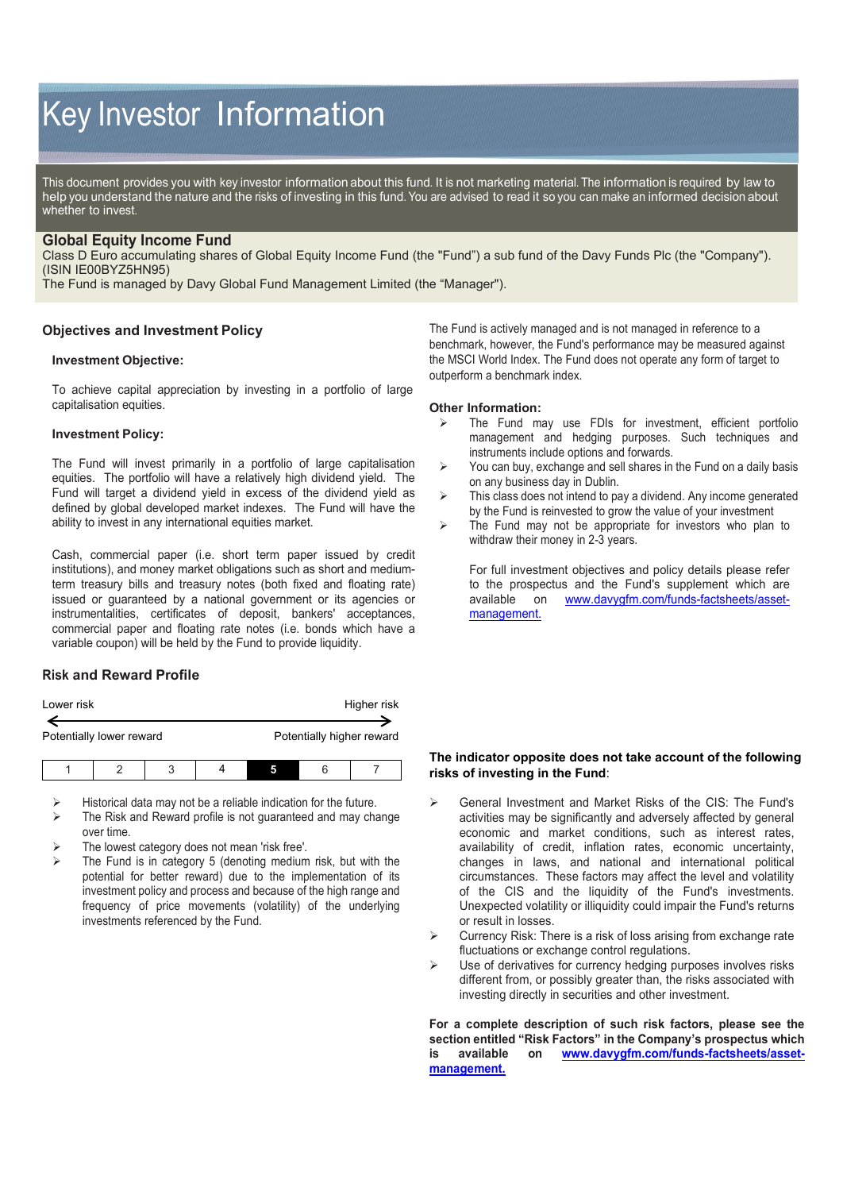# Key Investor Information

This document provides you with key investor information about this fund. It is not marketing material. The information is required by law to help you understand the nature and the risks of investing in this fund. You are advised to read it so you can make an informed decision about whether to invest.

## Global Equity Income Fund

Class D Euro accumulating shares of Global Equity Income Fund (the "Fund") a sub fund of the Davy Funds Plc (the "Company"). (ISIN IE00BYZ5HN95)

The Fund is managed by Davy Global Fund Management Limited (the "Manager").

### Objectives and Investment Policy

**Investment Objective:**

To achieve capital appreciation by investing in a portfolio of large capitalisation equities.

**Investment Policy:**

The Fund will invest primarily in a portfolio of large capitalisation equities. The portfolio will have a relatively high dividend yield. The Fund will target a dividend yield in excess of the dividend yield as defined by global developed market indexes. The Fund will have the ability to invest in any international equities market.

Cash, commercial paper (i.e. short term paper issued by credit institutions), and money market obligations such as short and medium-term treasury bills and treasury notes (both fixed and floating rate) issued or guaranteed by a national government or its agencies or instrumentalities, certificates of deposit, bankers' acceptances, commercial paper and floating rate notes (i.e. bonds which have a variable coupon) will be held by the Fund to provide liquidity.

The Fund is actively managed and is not managed in reference to a benchmark, however, the Fund's performance may be measured against the MSCI World Index. The Fund does not operate any form of target to outperform a benchmark index.

**Other Information:**

- The Fund may use FDIs for investment, efficient portfolio management and hedging purposes. Such techniques and instruments include options and forwards.
- You can buy, exchange and sell shares in the Fund on a daily basis on any business day in Dublin.
- This class does not intend to pay a dividend. Any income generated by the Fund is reinvested to grow the value of your investment
- The Fund may not be appropriate for investors who plan to withdraw their money in 2-3 years.

For full investment objectives and policy details please refer to the prospectus and the Fund's supplement which are available on www.davygfm.com/funds-factsheets/asset-management.

### Risk and Reward Profile

Lower risk — Higher risk

Potentially lower reward — Potentially higher reward

| 1 | 2 | 3 | 4 | **5** | 6 | 7 |
|---|---|---|---|---|---|---|

- Historical data may not be a reliable indication for the future.
- The Risk and Reward profile is not guaranteed and may change over time.
- The lowest category does not mean 'risk free'.
- The Fund is in category 5 (denoting medium risk, but with the potential for better reward) due to the implementation of its investment policy and process and because of the high range and frequency of price movements (volatility) of the underlying investments referenced by the Fund.

**The indicator opposite does not take account of the following risks of investing in the Fund**:

- General Investment and Market Risks of the CIS: The Fund's activities may be significantly and adversely affected by general economic and market conditions, such as interest rates, availability of credit, inflation rates, economic uncertainty, changes in laws, and national and international political circumstances. These factors may affect the level and volatility of the CIS and the liquidity of the Fund's investments. Unexpected volatility or illiquidity could impair the Fund's returns or result in losses.
- Currency Risk: There is a risk of loss arising from exchange rate fluctuations or exchange control regulations.
- Use of derivatives for currency hedging purposes involves risks different from, or possibly greater than, the risks associated with investing directly in securities and other investment.

**For a complete description of such risk factors, please see the section entitled "Risk Factors" in the Company's prospectus which is available on www.davygfm.com/funds-factsheets/asset-management.**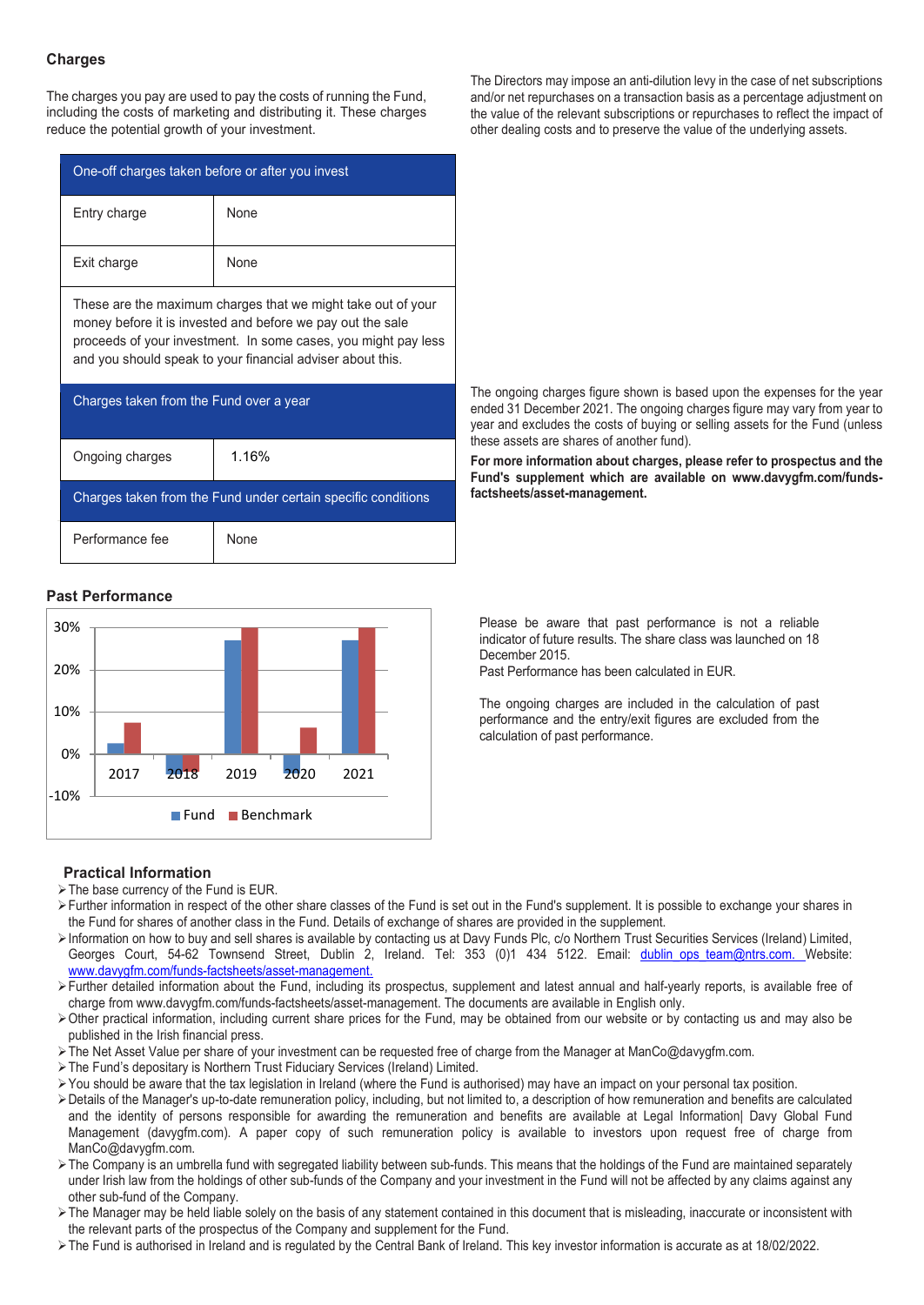## Charges

The charges you pay are used to pay the costs of running the Fund, including the costs of marketing and distributing it. These charges reduce the potential growth of your investment.

| One-off charges taken before or after you invest | |
|---|---|
| Entry charge | None |
| Exit charge | None |
| These are the maximum charges that we might take out of your money before it is invested and before we pay out the sale proceeds of your investment. In some cases, you might pay less and you should speak to your financial adviser about this. | |
| **Charges taken from the Fund over a year** | |
| Ongoing charges | 1.16% |
| **Charges taken from the Fund under certain specific conditions** | |
| Performance fee | None |

The Directors may impose an anti-dilution levy in the case of net subscriptions and/or net repurchases on a transaction basis as a percentage adjustment on the value of the relevant subscriptions or repurchases to reflect the impact of other dealing costs and to preserve the value of the underlying assets.

The ongoing charges figure shown is based upon the expenses for the year ended 31 December 2021. The ongoing charges figure may vary from year to year and excludes the costs of buying or selling assets for the Fund (unless these assets are shares of another fund).

**For more information about charges, please refer to prospectus and the Fund's supplement which are available on www.davygfm.com/funds-factsheets/asset-management.**

## Past Performance

30%
20%
10%
0%
-10%
2017 2018 2019 2020 2021
Fund Benchmark

Please be aware that past performance is not a reliable indicator of future results. The share class was launched on 18 December 2015.
Past Performance has been calculated in EUR.

The ongoing charges are included in the calculation of past performance and the entry/exit figures are excluded from the calculation of past performance.

## Practical Information

- The base currency of the Fund is EUR.
- Further information in respect of the other share classes of the Fund is set out in the Fund's supplement. It is possible to exchange your shares in the Fund for shares of another class in the Fund. Details of exchange of shares are provided in the supplement.
- Information on how to buy and sell shares is available by contacting us at Davy Funds Plc, c/o Northern Trust Securities Services (Ireland) Limited, Georges Court, 54-62 Townsend Street, Dublin 2, Ireland. Tel: 353 (0)1 434 5122. Email: dublin_ops_team@ntrs.com. Website: www.davygfm.com/funds-factsheets/asset-management.
- Further detailed information about the Fund, including its prospectus, supplement and latest annual and half-yearly reports, is available free of charge from www.davygfm.com/funds-factsheets/asset-management. The documents are available in English only.
- Other practical information, including current share prices for the Fund, may be obtained from our website or by contacting us and may also be published in the Irish financial press.
- The Net Asset Value per share of your investment can be requested free of charge from the Manager at ManCo@davygfm.com.
- The Fund's depositary is Northern Trust Fiduciary Services (Ireland) Limited.
- You should be aware that the tax legislation in Ireland (where the Fund is authorised) may have an impact on your personal tax position.
- Details of the Manager's up-to-date remuneration policy, including, but not limited to, a description of how remuneration and benefits are calculated and the identity of persons responsible for awarding the remuneration and benefits are available at Legal Information| Davy Global Fund Management (davygfm.com). A paper copy of such remuneration policy is available to investors upon request free of charge from ManCo@davygfm.com.
- The Company is an umbrella fund with segregated liability between sub-funds. This means that the holdings of the Fund are maintained separately under Irish law from the holdings of other sub-funds of the Company and your investment in the Fund will not be affected by any claims against any other sub-fund of the Company.
- The Manager may be held liable solely on the basis of any statement contained in this document that is misleading, inaccurate or inconsistent with the relevant parts of the prospectus of the Company and supplement for the Fund.
- The Fund is authorised in Ireland and is regulated by the Central Bank of Ireland. This key investor information is accurate as at 18/02/2022.